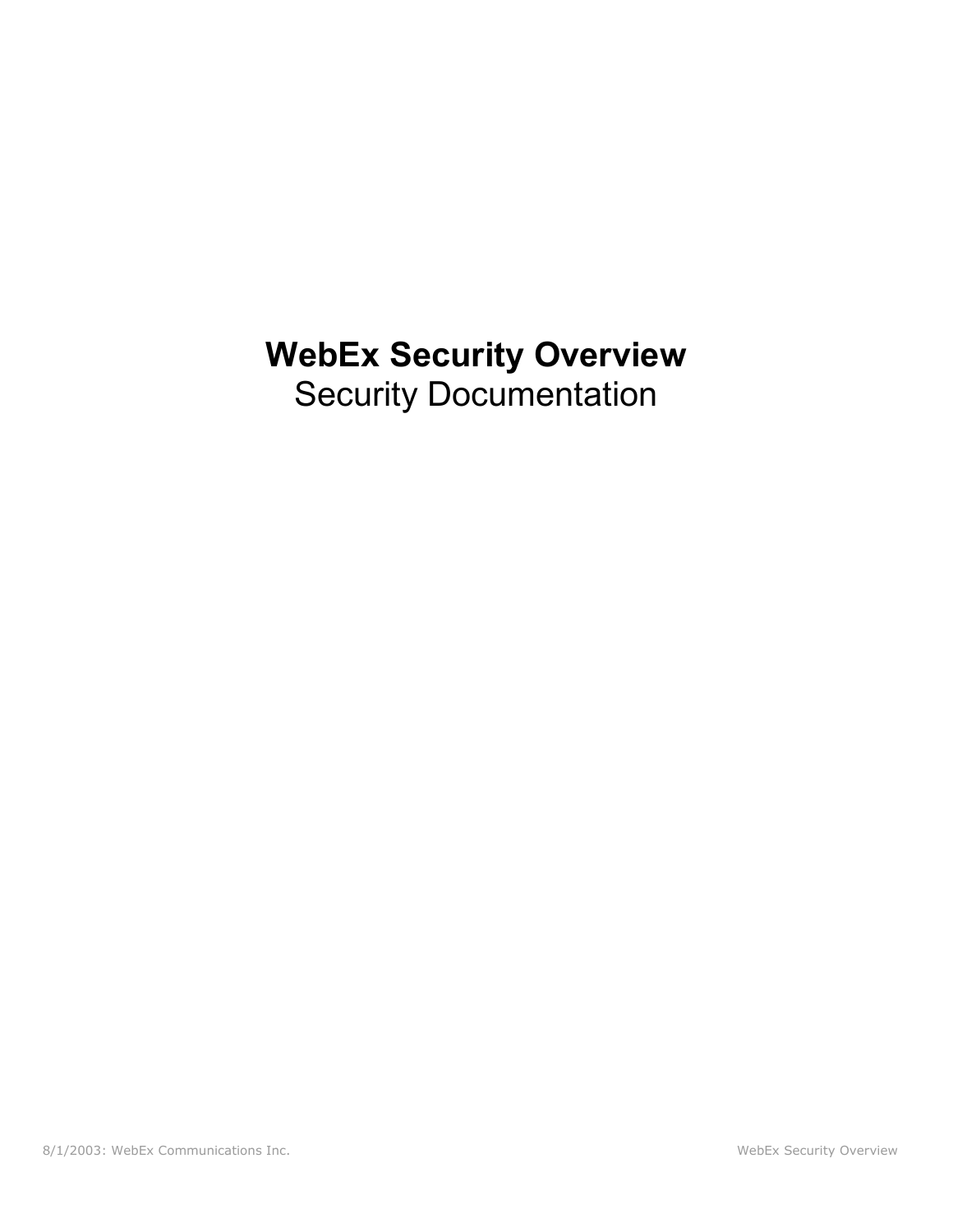# WebEx Security Overview

Security Documentation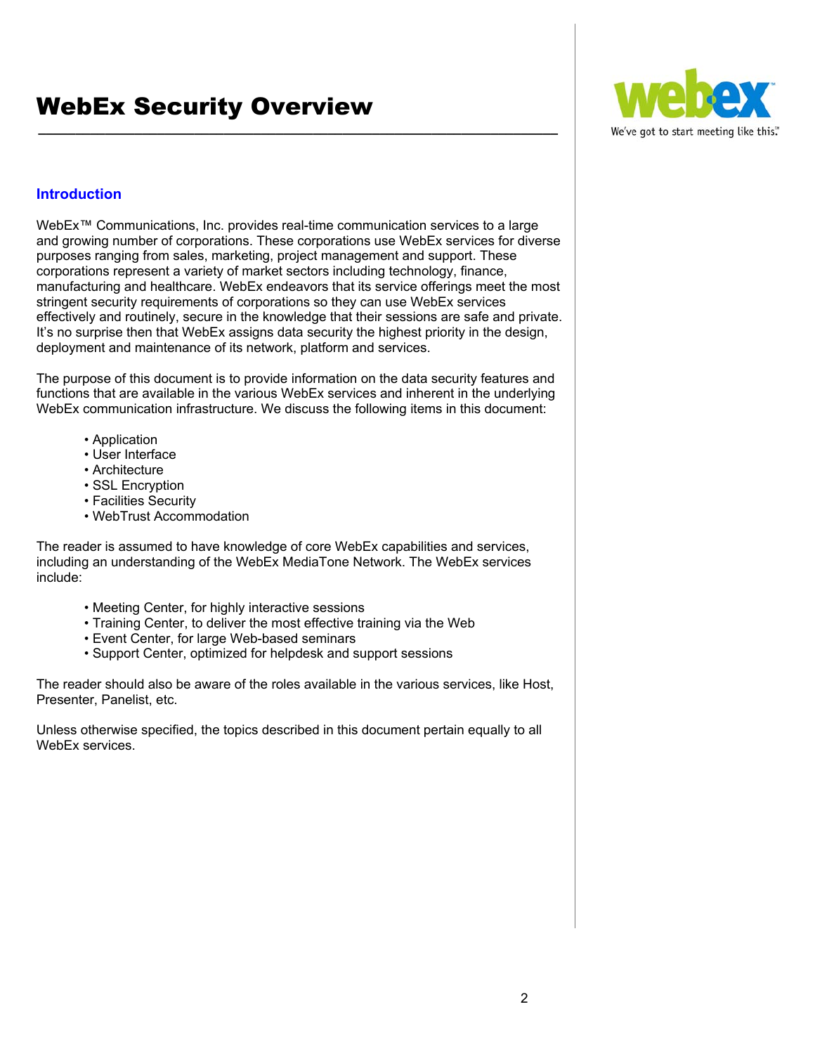# WebEx Security Overview

## Introduction

WebEx™ Communications, Inc. provides real-time communication services to a large and growing number of corporations. These corporations use WebEx services for diverse purposes ranging from sales, marketing, project management and support. These corporations represent a variety of market sectors including technology, finance, manufacturing and healthcare. WebEx endeavors that its service offerings meet the most stringent security requirements of corporations so they can use WebEx services effectively and routinely, secure in the knowledge that their sessions are safe and private. It's no surprise then that WebEx assigns data security the highest priority in the design, deployment and maintenance of its network, platform and services.

The purpose of this document is to provide information on the data security features and functions that are available in the various WebEx services and inherent in the underlying WebEx communication infrastructure. We discuss the following items in this document:

- Application
- User Interface
- Architecture
- SSL Encryption
- Facilities Security
- WebTrust Accommodation

The reader is assumed to have knowledge of core WebEx capabilities and services, including an understanding of the WebEx MediaTone Network. The WebEx services include:

- Meeting Center, for highly interactive sessions
- Training Center, to deliver the most effective training via the Web
- Event Center, for large Web-based seminars
- Support Center, optimized for helpdesk and support sessions

The reader should also be aware of the roles available in the various services, like Host, Presenter, Panelist, etc.

Unless otherwise specified, the topics described in this document pertain equally to all WebEx services.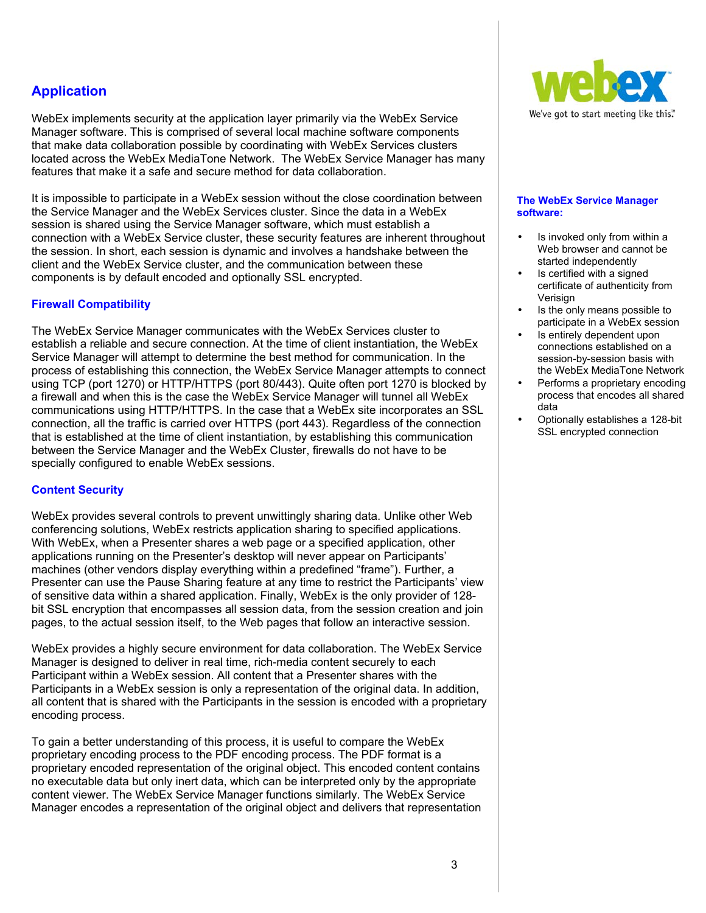## Application

WebEx implements security at the application layer primarily via the WebEx Service Manager software. This is comprised of several local machine software components that make data collaboration possible by coordinating with WebEx Services clusters located across the WebEx MediaTone Network. The WebEx Service Manager has many features that make it a safe and secure method for data collaboration.

It is impossible to participate in a WebEx session without the close coordination between the Service Manager and the WebEx Services cluster. Since the data in a WebEx session is shared using the Service Manager software, which must establish a connection with a WebEx Service cluster, these security features are inherent throughout the session. In short, each session is dynamic and involves a handshake between the client and the WebEx Service cluster, and the communication between these components is by default encoded and optionally SSL encrypted.

### Firewall Compatibility

The WebEx Service Manager communicates with the WebEx Services cluster to establish a reliable and secure connection. At the time of client instantiation, the WebEx Service Manager will attempt to determine the best method for communication. In the process of establishing this connection, the WebEx Service Manager attempts to connect using TCP (port 1270) or HTTP/HTTPS (port 80/443). Quite often port 1270 is blocked by a firewall and when this is the case the WebEx Service Manager will tunnel all WebEx communications using HTTP/HTTPS. In the case that a WebEx site incorporates an SSL connection, all the traffic is carried over HTTPS (port 443). Regardless of the connection that is established at the time of client instantiation, by establishing this communication between the Service Manager and the WebEx Cluster, firewalls do not have to be specially configured to enable WebEx sessions.

### Content Security

WebEx provides several controls to prevent unwittingly sharing data. Unlike other Web conferencing solutions, WebEx restricts application sharing to specified applications. With WebEx, when a Presenter shares a web page or a specified application, other applications running on the Presenter's desktop will never appear on Participants' machines (other vendors display everything within a predefined "frame"). Further, a Presenter can use the Pause Sharing feature at any time to restrict the Participants' view of sensitive data within a shared application. Finally, WebEx is the only provider of 128-bit SSL encryption that encompasses all session data, from the session creation and join pages, to the actual session itself, to the Web pages that follow an interactive session.

WebEx provides a highly secure environment for data collaboration. The WebEx Service Manager is designed to deliver in real time, rich-media content securely to each Participant within a WebEx session. All content that a Presenter shares with the Participants in a WebEx session is only a representation of the original data. In addition, all content that is shared with the Participants in the session is encoded with a proprietary encoding process.

To gain a better understanding of this process, it is useful to compare the WebEx proprietary encoding process to the PDF encoding process. The PDF format is a proprietary encoded representation of the original object. This encoded content contains no executable data but only inert data, which can be interpreted only by the appropriate content viewer. The WebEx Service Manager functions similarly. The WebEx Service Manager encodes a representation of the original object and delivers that representation

**The WebEx Service Manager software:**

- Is invoked only from within a Web browser and cannot be started independently
- Is certified with a signed certificate of authenticity from Verisign
- Is the only means possible to participate in a WebEx session
- Is entirely dependent upon connections established on a session-by-session basis with the WebEx MediaTone Network
- Performs a proprietary encoding process that encodes all shared data
- Optionally establishes a 128-bit SSL encrypted connection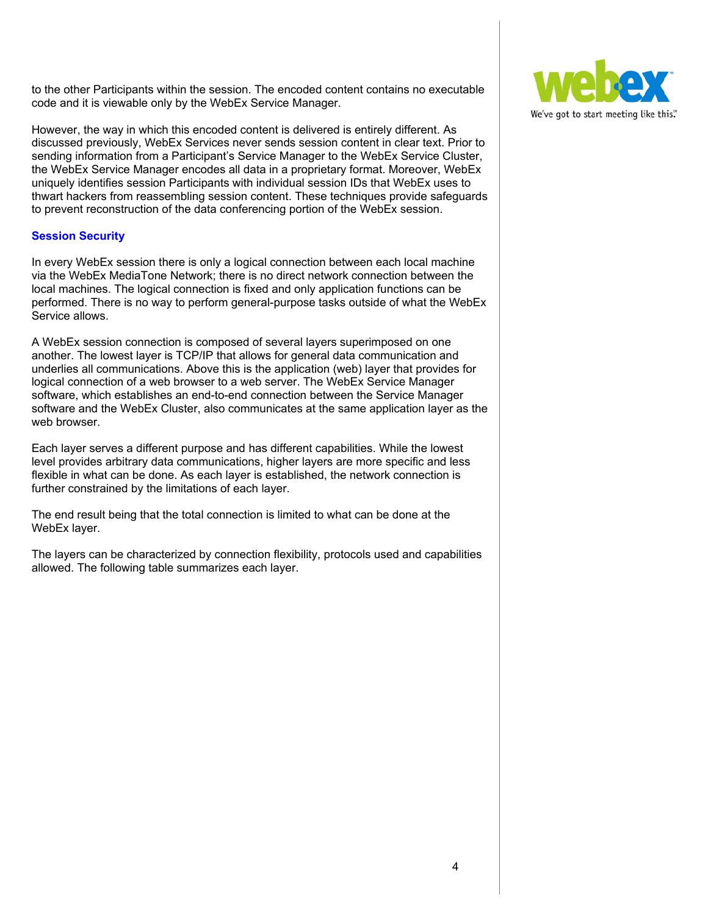to the other Participants within the session. The encoded content contains no executable code and it is viewable only by the WebEx Service Manager.

However, the way in which this encoded content is delivered is entirely different. As discussed previously, WebEx Services never sends session content in clear text. Prior to sending information from a Participant's Service Manager to the WebEx Service Cluster, the WebEx Service Manager encodes all data in a proprietary format. Moreover, WebEx uniquely identifies session Participants with individual session IDs that WebEx uses to thwart hackers from reassembling session content. These techniques provide safeguards to prevent reconstruction of the data conferencing portion of the WebEx session.

### Session Security

In every WebEx session there is only a logical connection between each local machine via the WebEx MediaTone Network; there is no direct network connection between the local machines. The logical connection is fixed and only application functions can be performed. There is no way to perform general-purpose tasks outside of what the WebEx Service allows.

A WebEx session connection is composed of several layers superimposed on one another. The lowest layer is TCP/IP that allows for general data communication and underlies all communications. Above this is the application (web) layer that provides for logical connection of a web browser to a web server. The WebEx Service Manager software, which establishes an end-to-end connection between the Service Manager software and the WebEx Cluster, also communicates at the same application layer as the web browser.

Each layer serves a different purpose and has different capabilities. While the lowest level provides arbitrary data communications, higher layers are more specific and less flexible in what can be done. As each layer is established, the network connection is further constrained by the limitations of each layer.

The end result being that the total connection is limited to what can be done at the WebEx layer.

The layers can be characterized by connection flexibility, protocols used and capabilities allowed. The following table summarizes each layer.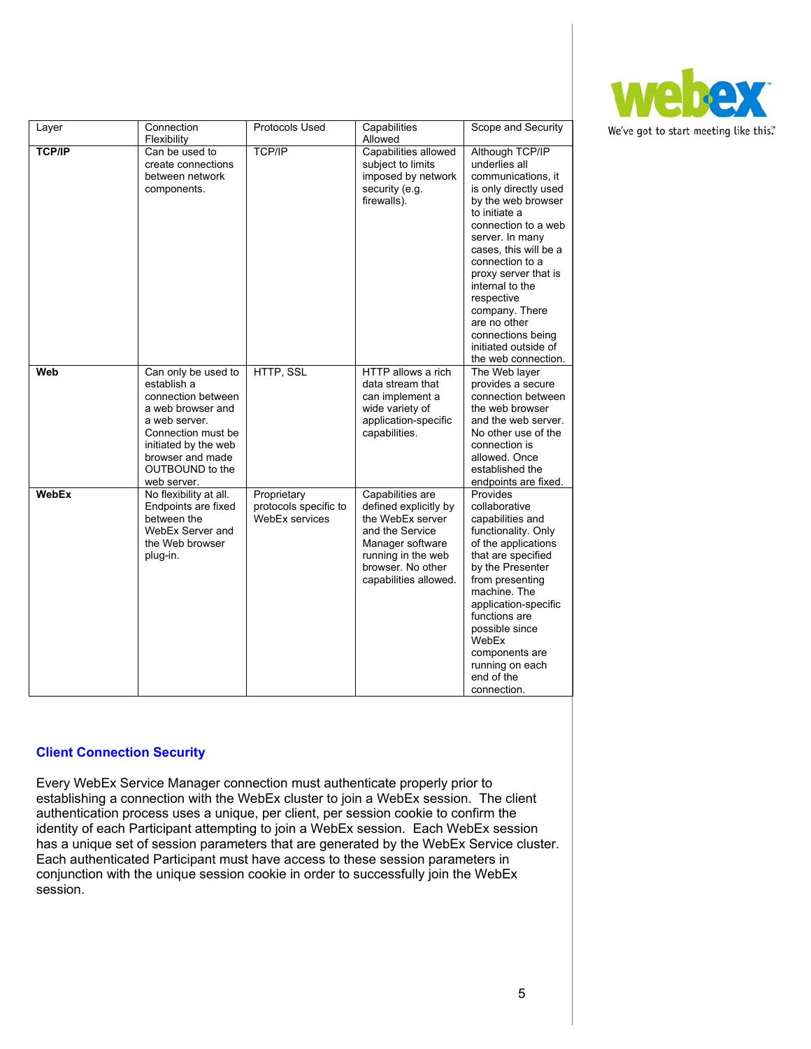| Layer | Connection Flexibility | Protocols Used | Capabilities Allowed | Scope and Security |
|---|---|---|---|---|
| **TCP/IP** | Can be used to create connections between network components. | TCP/IP | Capabilities allowed subject to limits imposed by network security (e.g. firewalls). | Although TCP/IP underlies all communications, it is only directly used by the web browser to initiate a connection to a web server. In many cases, this will be a connection to a proxy server that is internal to the respective company. There are no other connections being initiated outside of the web connection. |
| **Web** | Can only be used to establish a connection between a web browser and a web server. Connection must be initiated by the web browser and made OUTBOUND to the web server. | HTTP, SSL | HTTP allows a rich data stream that can implement a wide variety of application-specific capabilities. | The Web layer provides a secure connection between the web browser and the web server. No other use of the connection is allowed. Once established the endpoints are fixed. |
| **WebEx** | No flexibility at all. Endpoints are fixed between the WebEx Server and the Web browser plug-in. | Proprietary protocols specific to WebEx services | Capabilities are defined explicitly by the WebEx server and the Service Manager software running in the web browser. No other capabilities allowed. | Provides collaborative capabilities and functionality. Only of the applications that are specified by the Presenter from presenting machine. The application-specific functions are possible since WebEx components are running on each end of the connection. |

## Client Connection Security

Every WebEx Service Manager connection must authenticate properly prior to establishing a connection with the WebEx cluster to join a WebEx session. The client authentication process uses a unique, per client, per session cookie to confirm the identity of each Participant attempting to join a WebEx session. Each WebEx session has a unique set of session parameters that are generated by the WebEx Service cluster. Each authenticated Participant must have access to these session parameters in conjunction with the unique session cookie in order to successfully join the WebEx session.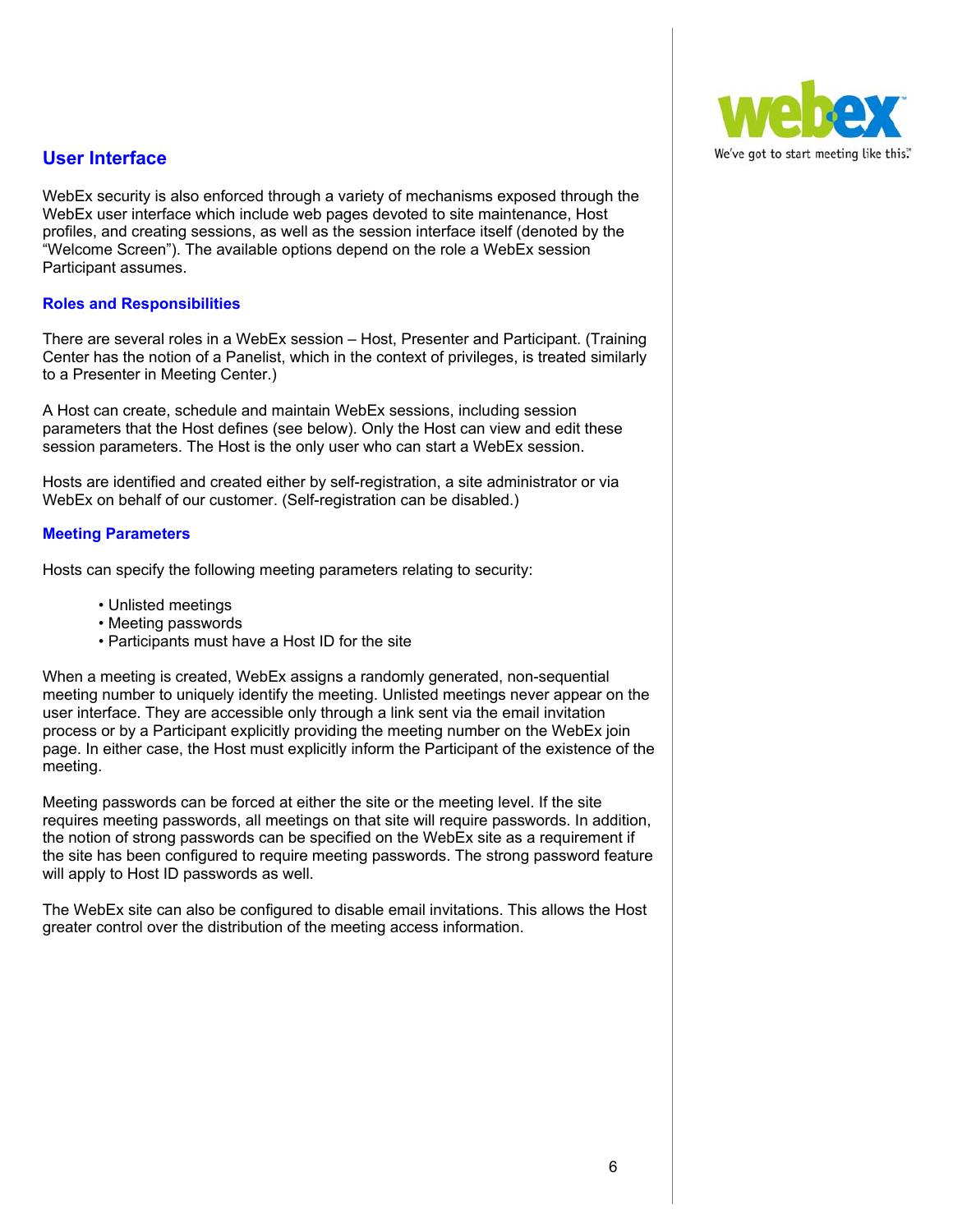## User Interface

WebEx security is also enforced through a variety of mechanisms exposed through the WebEx user interface which include web pages devoted to site maintenance, Host profiles, and creating sessions, as well as the session interface itself (denoted by the "Welcome Screen"). The available options depend on the role a WebEx session Participant assumes.

### Roles and Responsibilities

There are several roles in a WebEx session – Host, Presenter and Participant. (Training Center has the notion of a Panelist, which in the context of privileges, is treated similarly to a Presenter in Meeting Center.)

A Host can create, schedule and maintain WebEx sessions, including session parameters that the Host defines (see below). Only the Host can view and edit these session parameters. The Host is the only user who can start a WebEx session.

Hosts are identified and created either by self-registration, a site administrator or via WebEx on behalf of our customer. (Self-registration can be disabled.)

### Meeting Parameters

Hosts can specify the following meeting parameters relating to security:

- Unlisted meetings
- Meeting passwords
- Participants must have a Host ID for the site

When a meeting is created, WebEx assigns a randomly generated, non-sequential meeting number to uniquely identify the meeting. Unlisted meetings never appear on the user interface. They are accessible only through a link sent via the email invitation process or by a Participant explicitly providing the meeting number on the WebEx join page. In either case, the Host must explicitly inform the Participant of the existence of the meeting.

Meeting passwords can be forced at either the site or the meeting level. If the site requires meeting passwords, all meetings on that site will require passwords. In addition, the notion of strong passwords can be specified on the WebEx site as a requirement if the site has been configured to require meeting passwords. The strong password feature will apply to Host ID passwords as well.

The WebEx site can also be configured to disable email invitations. This allows the Host greater control over the distribution of the meeting access information.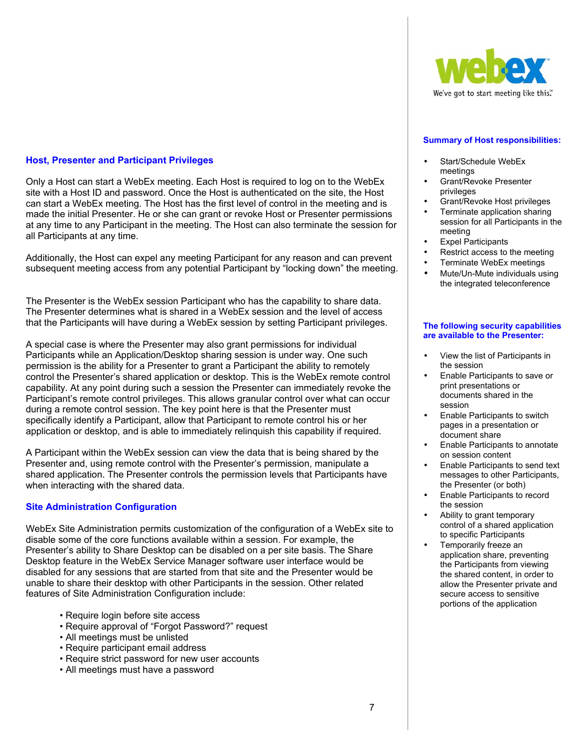## Host, Presenter and Participant Privileges

Only a Host can start a WebEx meeting. Each Host is required to log on to the WebEx site with a Host ID and password. Once the Host is authenticated on the site, the Host can start a WebEx meeting. The Host has the first level of control in the meeting and is made the initial Presenter. He or she can grant or revoke Host or Presenter permissions at any time to any Participant in the meeting. The Host can also terminate the session for all Participants at any time.

Additionally, the Host can expel any meeting Participant for any reason and can prevent subsequent meeting access from any potential Participant by "locking down" the meeting.

The Presenter is the WebEx session Participant who has the capability to share data. The Presenter determines what is shared in a WebEx session and the level of access that the Participants will have during a WebEx session by setting Participant privileges.

A special case is where the Presenter may also grant permissions for individual Participants while an Application/Desktop sharing session is under way. One such permission is the ability for a Presenter to grant a Participant the ability to remotely control the Presenter's shared application or desktop. This is the WebEx remote control capability. At any point during such a session the Presenter can immediately revoke the Participant's remote control privileges. This allows granular control over what can occur during a remote control session. The key point here is that the Presenter must specifically identify a Participant, allow that Participant to remote control his or her application or desktop, and is able to immediately relinquish this capability if required.

A Participant within the WebEx session can view the data that is being shared by the Presenter and, using remote control with the Presenter's permission, manipulate a shared application. The Presenter controls the permission levels that Participants have when interacting with the shared data.

## Site Administration Configuration

WebEx Site Administration permits customization of the configuration of a WebEx site to disable some of the core functions available within a session. For example, the Presenter's ability to Share Desktop can be disabled on a per site basis. The Share Desktop feature in the WebEx Service Manager software user interface would be disabled for any sessions that are started from that site and the Presenter would be unable to share their desktop with other Participants in the session. Other related features of Site Administration Configuration include:

- Require login before site access
- Require approval of "Forgot Password?" request
- All meetings must be unlisted
- Require participant email address
- Require strict password for new user accounts
- All meetings must have a password

webex
We've got to start meeting like this.™

### Summary of Host responsibilities:

- Start/Schedule WebEx meetings
- Grant/Revoke Presenter privileges
- Grant/Revoke Host privileges
- Terminate application sharing session for all Participants in the meeting
- Expel Participants
- Restrict access to the meeting
- Terminate WebEx meetings
- Mute/Un-Mute individuals using the integrated teleconference

### The following security capabilities are available to the Presenter:

- View the list of Participants in the session
- Enable Participants to save or print presentations or documents shared in the session
- Enable Participants to switch pages in a presentation or document share
- Enable Participants to annotate on session content
- Enable Participants to send text messages to other Participants, the Presenter (or both)
- Enable Participants to record the session
- Ability to grant temporary control of a shared application to specific Participants
- Temporarily freeze an application share, preventing the Participants from viewing the shared content, in order to allow the Presenter private and secure access to sensitive portions of the application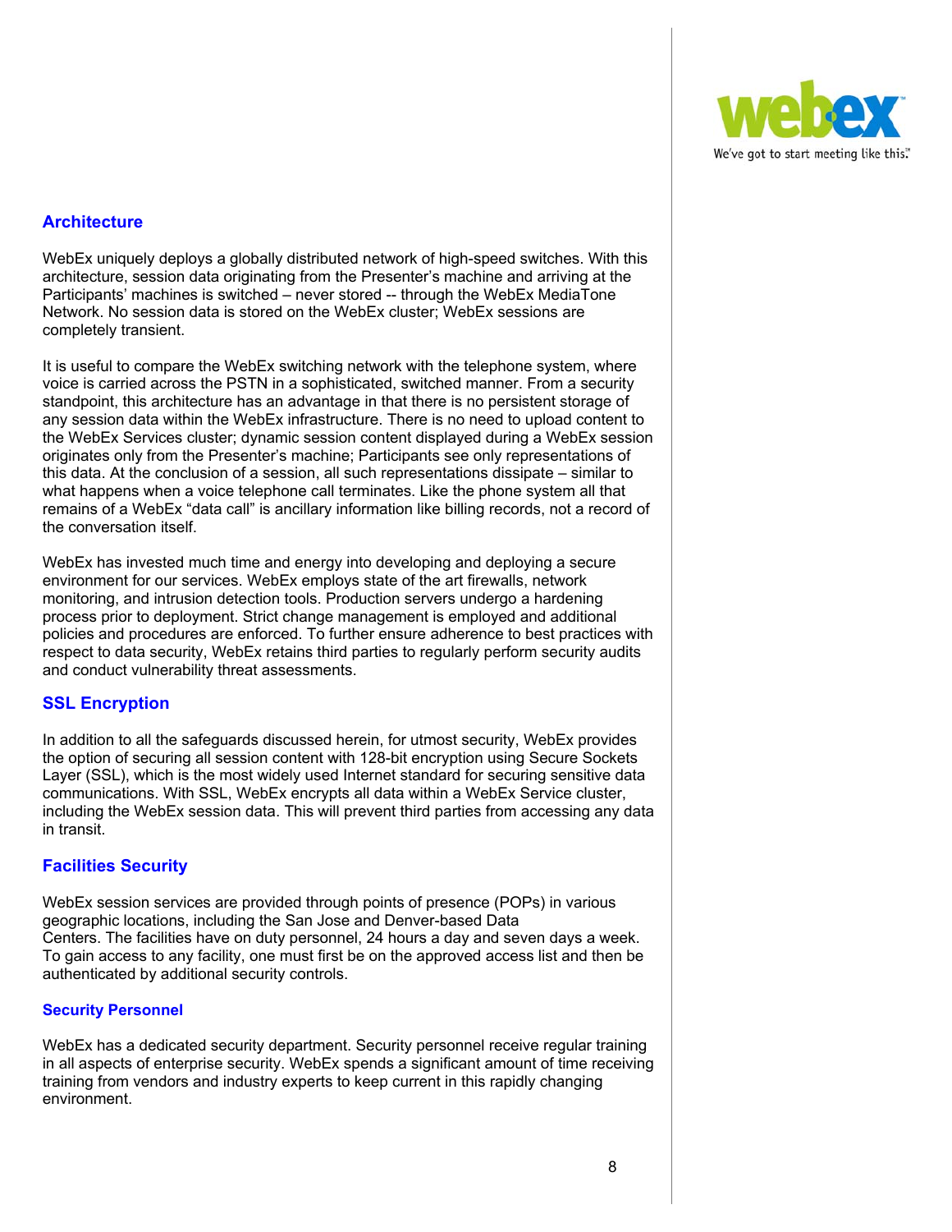## Architecture

WebEx uniquely deploys a globally distributed network of high-speed switches. With this architecture, session data originating from the Presenter's machine and arriving at the Participants' machines is switched – never stored -- through the WebEx MediaTone Network. No session data is stored on the WebEx cluster; WebEx sessions are completely transient.

It is useful to compare the WebEx switching network with the telephone system, where voice is carried across the PSTN in a sophisticated, switched manner. From a security standpoint, this architecture has an advantage in that there is no persistent storage of any session data within the WebEx infrastructure. There is no need to upload content to the WebEx Services cluster; dynamic session content displayed during a WebEx session originates only from the Presenter's machine; Participants see only representations of this data. At the conclusion of a session, all such representations dissipate – similar to what happens when a voice telephone call terminates. Like the phone system all that remains of a WebEx "data call" is ancillary information like billing records, not a record of the conversation itself.

WebEx has invested much time and energy into developing and deploying a secure environment for our services. WebEx employs state of the art firewalls, network monitoring, and intrusion detection tools. Production servers undergo a hardening process prior to deployment. Strict change management is employed and additional policies and procedures are enforced. To further ensure adherence to best practices with respect to data security, WebEx retains third parties to regularly perform security audits and conduct vulnerability threat assessments.

## SSL Encryption

In addition to all the safeguards discussed herein, for utmost security, WebEx provides the option of securing all session content with 128-bit encryption using Secure Sockets Layer (SSL), which is the most widely used Internet standard for securing sensitive data communications. With SSL, WebEx encrypts all data within a WebEx Service cluster, including the WebEx session data. This will prevent third parties from accessing any data in transit.

## Facilities Security

WebEx session services are provided through points of presence (POPs) in various geographic locations, including the San Jose and Denver-based Data Centers. The facilities have on duty personnel, 24 hours a day and seven days a week. To gain access to any facility, one must first be on the approved access list and then be authenticated by additional security controls.

### Security Personnel

WebEx has a dedicated security department. Security personnel receive regular training in all aspects of enterprise security. WebEx spends a significant amount of time receiving training from vendors and industry experts to keep current in this rapidly changing environment.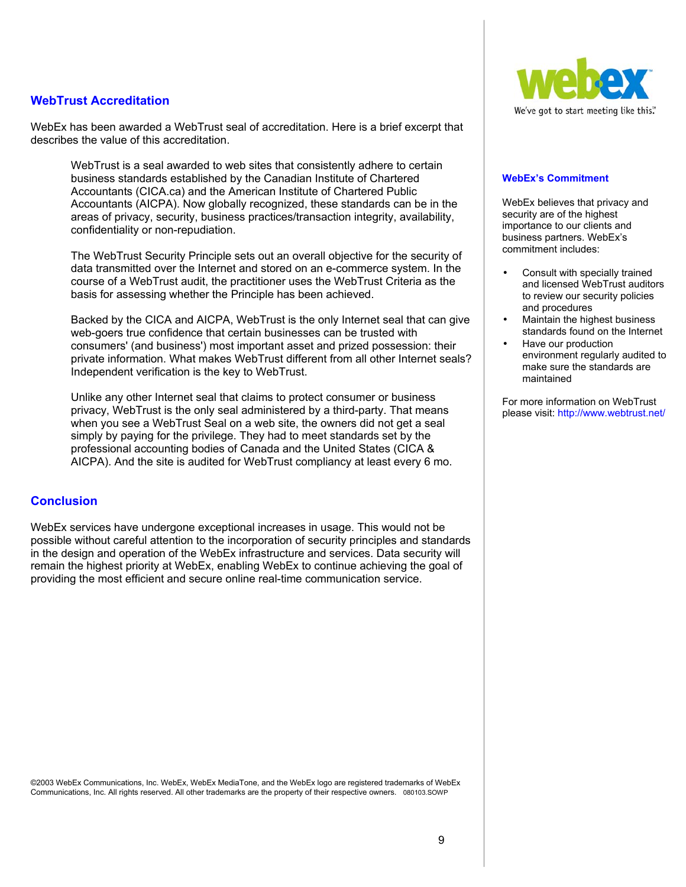## WebTrust Accreditation

WebEx has been awarded a WebTrust seal of accreditation. Here is a brief excerpt that describes the value of this accreditation.

> WebTrust is a seal awarded to web sites that consistently adhere to certain business standards established by the Canadian Institute of Chartered Accountants (CICA.ca) and the American Institute of Chartered Public Accountants (AICPA). Now globally recognized, these standards can be in the areas of privacy, security, business practices/transaction integrity, availability, confidentiality or non-repudiation.
>
> The WebTrust Security Principle sets out an overall objective for the security of data transmitted over the Internet and stored on an e-commerce system. In the course of a WebTrust audit, the practitioner uses the WebTrust Criteria as the basis for assessing whether the Principle has been achieved.
>
> Backed by the CICA and AICPA, WebTrust is the only Internet seal that can give web-goers true confidence that certain businesses can be trusted with consumers' (and business') most important asset and prized possession: their private information. What makes WebTrust different from all other Internet seals? Independent verification is the key to WebTrust.
>
> Unlike any other Internet seal that claims to protect consumer or business privacy, WebTrust is the only seal administered by a third-party. That means when you see a WebTrust Seal on a web site, the owners did not get a seal simply by paying for the privilege. They had to meet standards set by the professional accounting bodies of Canada and the United States (CICA & AICPA). And the site is audited for WebTrust compliancy at least every 6 mo.

## Conclusion

WebEx services have undergone exceptional increases in usage. This would not be possible without careful attention to the incorporation of security principles and standards in the design and operation of the WebEx infrastructure and services. Data security will remain the highest priority at WebEx, enabling WebEx to continue achieving the goal of providing the most efficient and secure online real-time communication service.

webex

We've got to start meeting like this.™

### WebEx's Commitment

WebEx believes that privacy and security are of the highest importance to our clients and business partners. WebEx's commitment includes:

- Consult with specially trained and licensed WebTrust auditors to review our security policies and procedures
- Maintain the highest business standards found on the Internet
- Have our production environment regularly audited to make sure the standards are maintained

For more information on WebTrust please visit: http://www.webtrust.net/

©2003 WebEx Communications, Inc. WebEx, WebEx MediaTone, and the WebEx logo are registered trademarks of WebEx Communications, Inc. All rights reserved. All other trademarks are the property of their respective owners. 080103.SOWP